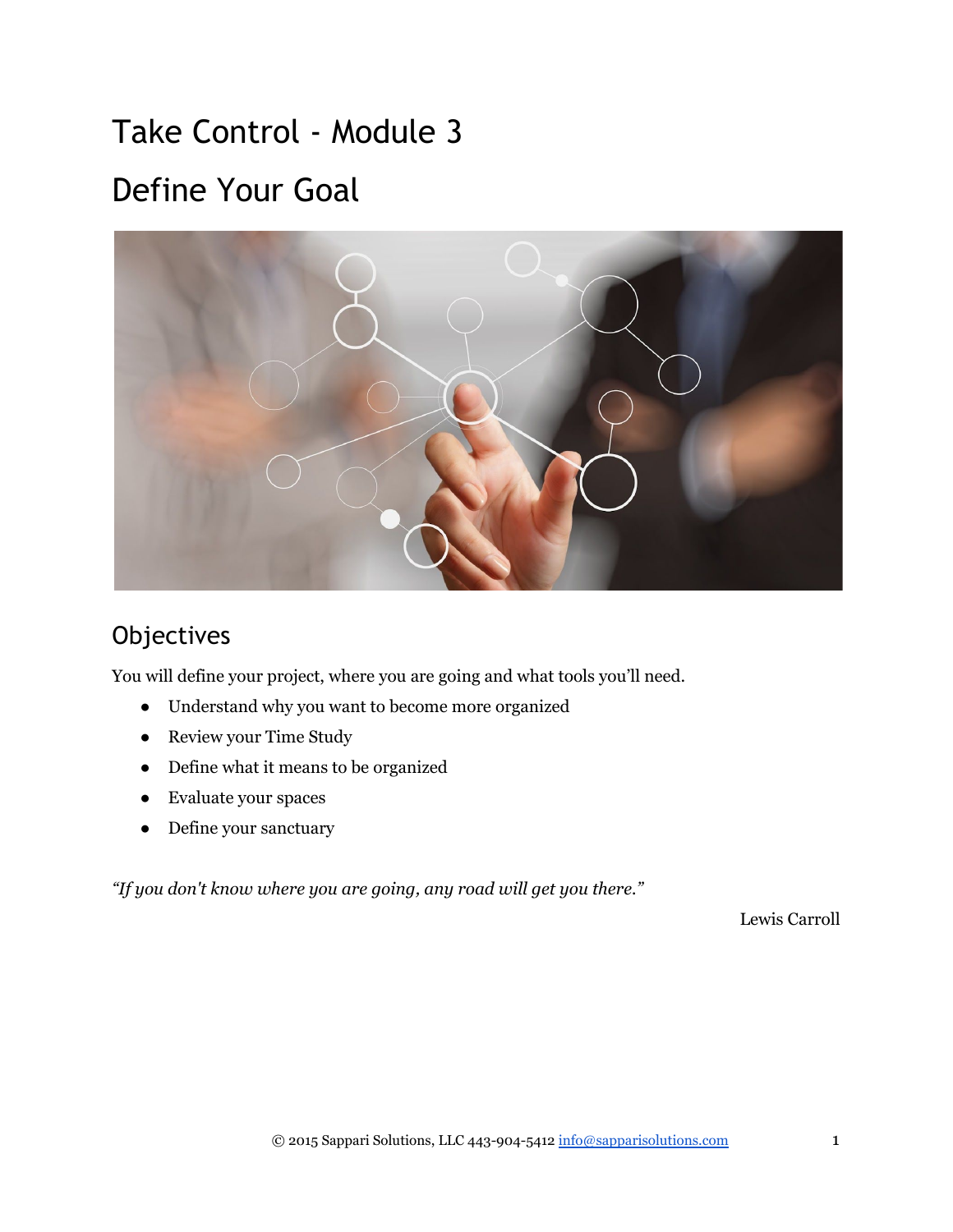# Take Control - Module 3

# Define Your Goal

## Objectives

You will define your project, where you are going and what tools you'll need.

- Understand why you want to become more organized
- Review your Time Study
- Define what it means to be organized
- Evaluate your spaces
- Define your sanctuary

*"If you don't know where you are going, any road will get you there."*

Lewis Carroll

© 2015 Sappari Solutions, LLC 443-904-5412 info@sapparisolutions.com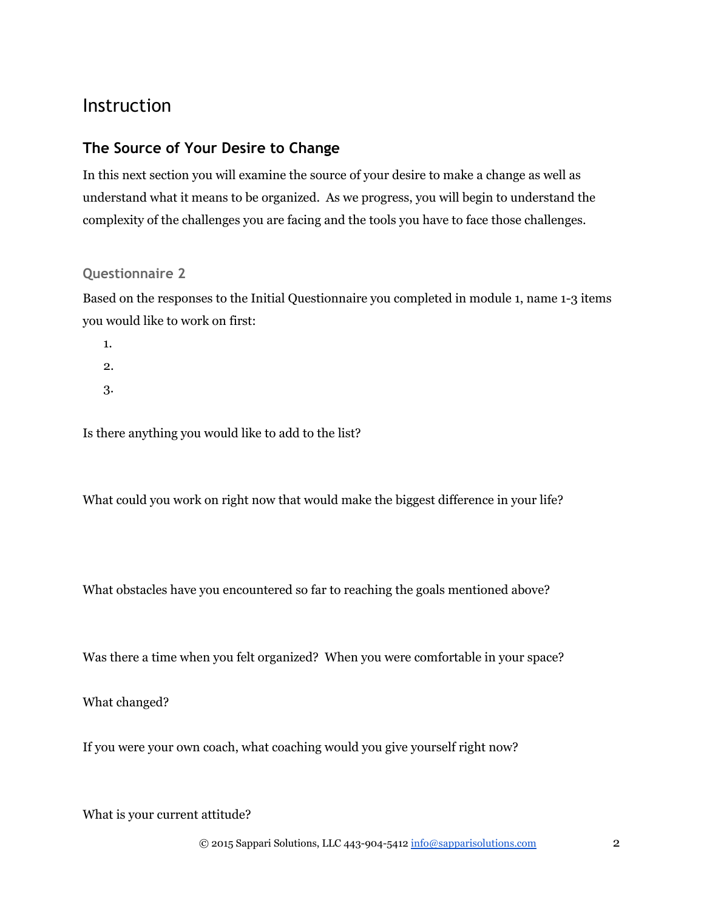# Instruction

## The Source of Your Desire to Change

In this next section you will examine the source of your desire to make a change as well as understand what it means to be organized. As we progress, you will begin to understand the complexity of the challenges you are facing and the tools you have to face those challenges.

### Questionnaire 2

Based on the responses to the Initial Questionnaire you completed in module 1, name 1-3 items you would like to work on first:

1.
2.
3.

Is there anything you would like to add to the list?

What could you work on right now that would make the biggest difference in your life?

What obstacles have you encountered so far to reaching the goals mentioned above?

Was there a time when you felt organized? When you were comfortable in your space?

What changed?

If you were your own coach, what coaching would you give yourself right now?

What is your current attitude?

© 2015 Sappari Solutions, LLC 443-904-5412 info@sapparisolutions.com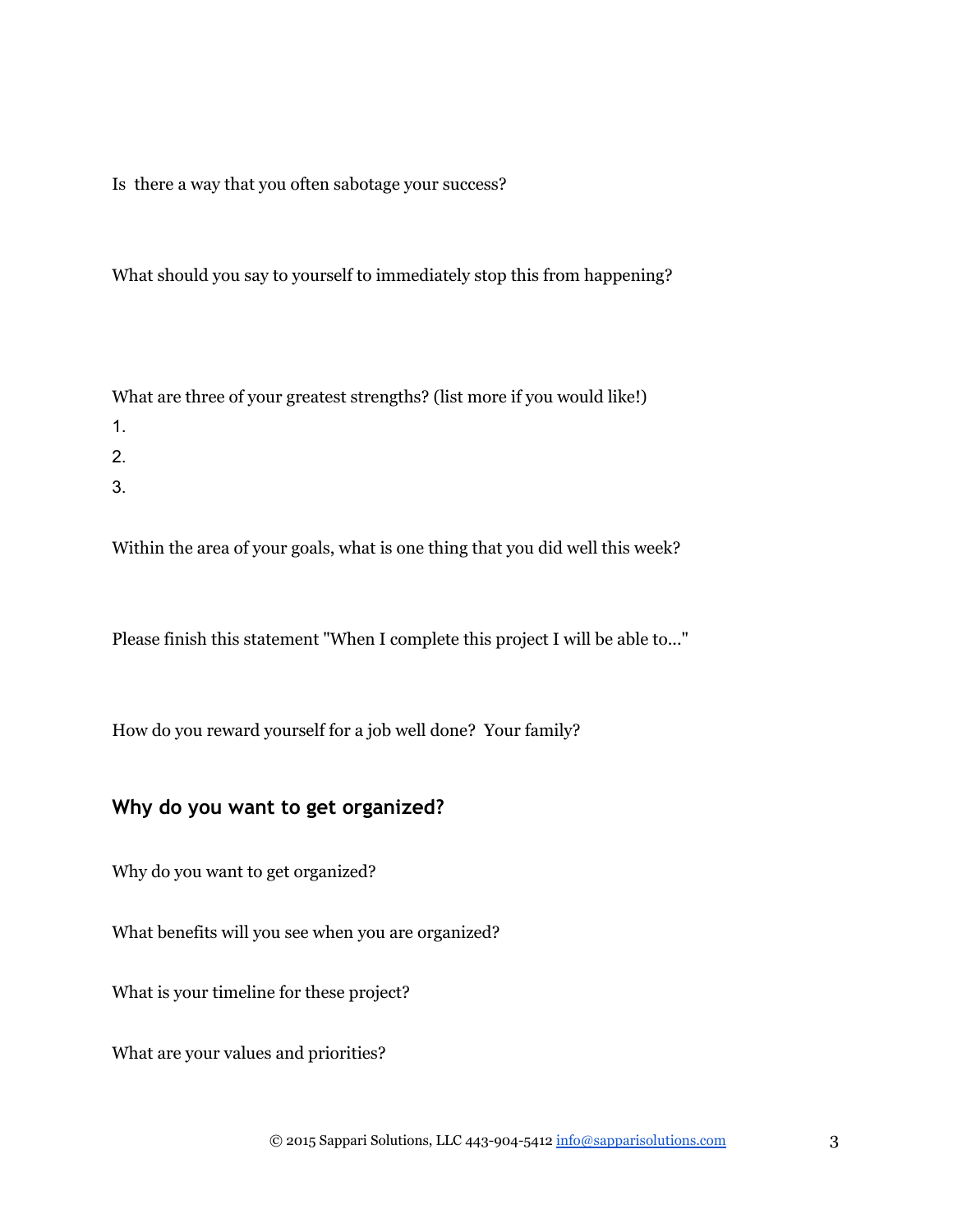Is there a way that you often sabotage your success?

What should you say to yourself to immediately stop this from happening?

What are three of your greatest strengths? (list more if you would like!)

1.
2.
3.

Within the area of your goals, what is one thing that you did well this week?

Please finish this statement "When I complete this project I will be able to..."

How do you reward yourself for a job well done? Your family?

## Why do you want to get organized?

Why do you want to get organized?

What benefits will you see when you are organized?

What is your timeline for these project?

What are your values and priorities?

© 2015 Sappari Solutions, LLC 443-904-5412 info@sapparisolutions.com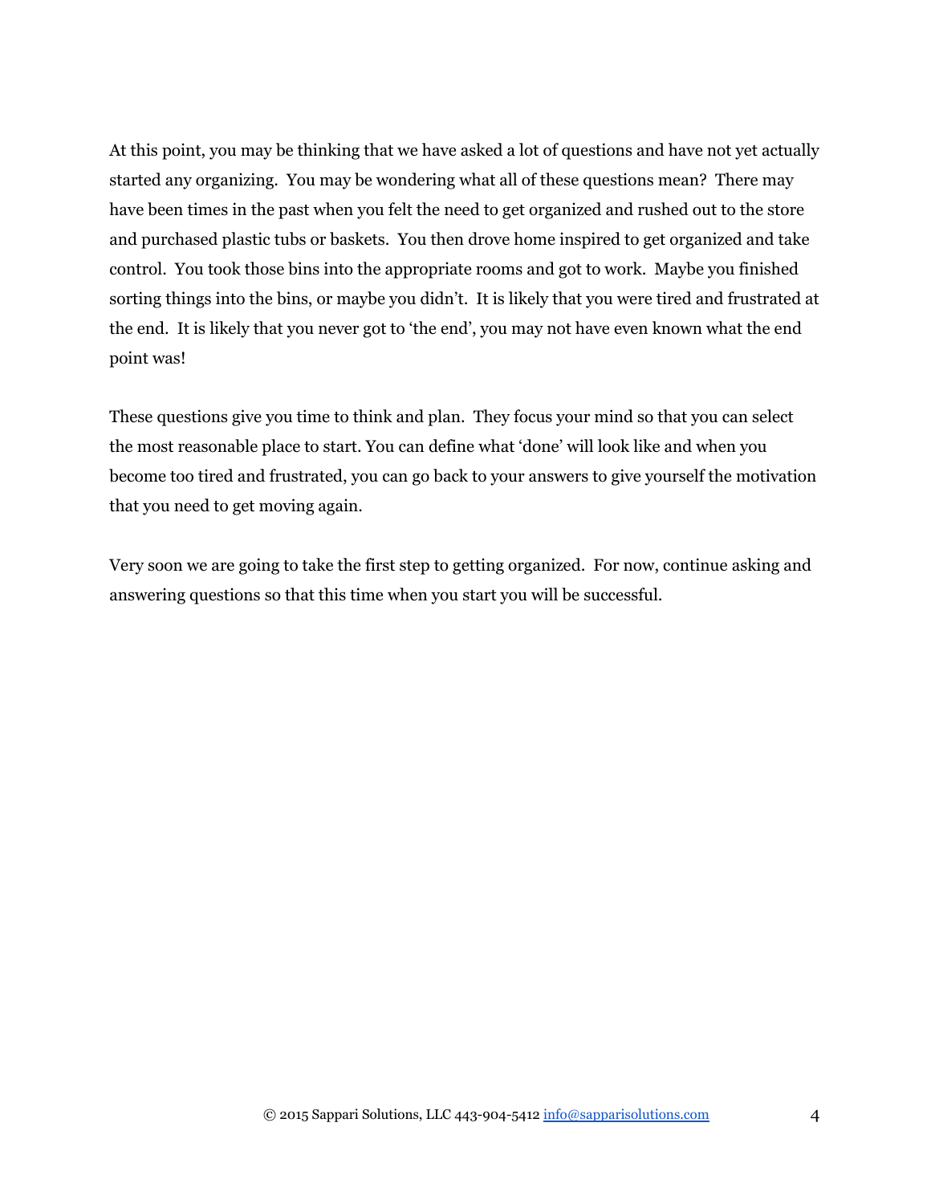At this point, you may be thinking that we have asked a lot of questions and have not yet actually started any organizing. You may be wondering what all of these questions mean? There may have been times in the past when you felt the need to get organized and rushed out to the store and purchased plastic tubs or baskets. You then drove home inspired to get organized and take control. You took those bins into the appropriate rooms and got to work. Maybe you finished sorting things into the bins, or maybe you didn't. It is likely that you were tired and frustrated at the end. It is likely that you never got to 'the end', you may not have even known what the end point was!

These questions give you time to think and plan. They focus your mind so that you can select the most reasonable place to start. You can define what 'done' will look like and when you become too tired and frustrated, you can go back to your answers to give yourself the motivation that you need to get moving again.

Very soon we are going to take the first step to getting organized. For now, continue asking and answering questions so that this time when you start you will be successful.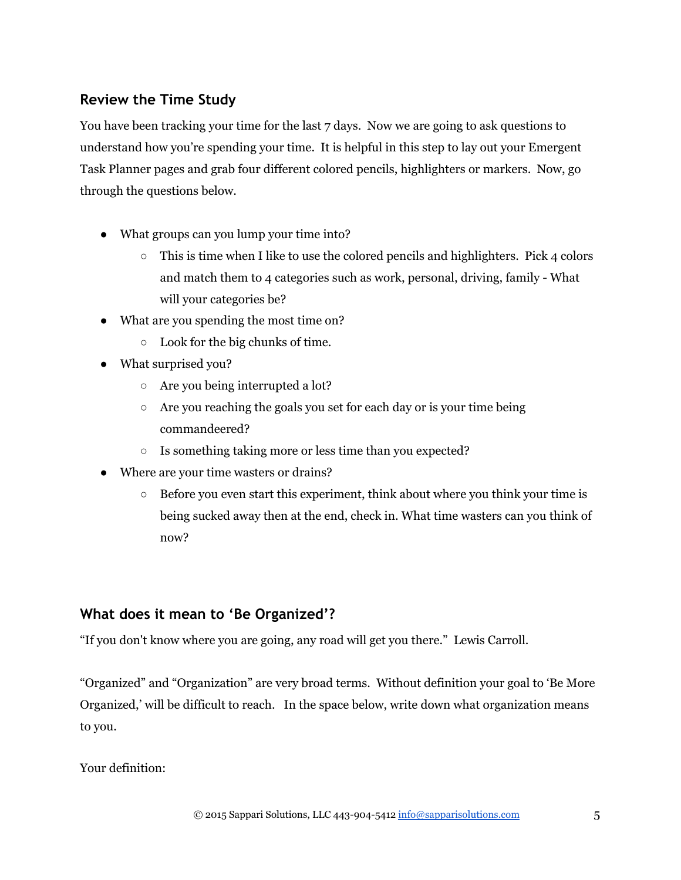## Review the Time Study

You have been tracking your time for the last 7 days. Now we are going to ask questions to understand how you're spending your time. It is helpful in this step to lay out your Emergent Task Planner pages and grab four different colored pencils, highlighters or markers. Now, go through the questions below.

- What groups can you lump your time into?
  - This is time when I like to use the colored pencils and highlighters. Pick 4 colors and match them to 4 categories such as work, personal, driving, family - What will your categories be?
- What are you spending the most time on?
  - Look for the big chunks of time.
- What surprised you?
  - Are you being interrupted a lot?
  - Are you reaching the goals you set for each day or is your time being commandeered?
  - Is something taking more or less time than you expected?
- Where are your time wasters or drains?
  - Before you even start this experiment, think about where you think your time is being sucked away then at the end, check in. What time wasters can you think of now?

## What does it mean to 'Be Organized'?

"If you don't know where you are going, any road will get you there." Lewis Carroll.

"Organized" and "Organization" are very broad terms. Without definition your goal to 'Be More Organized,' will be difficult to reach. In the space below, write down what organization means to you.

Your definition:

© 2015 Sappari Solutions, LLC 443-904-5412 info@sapparisolutions.com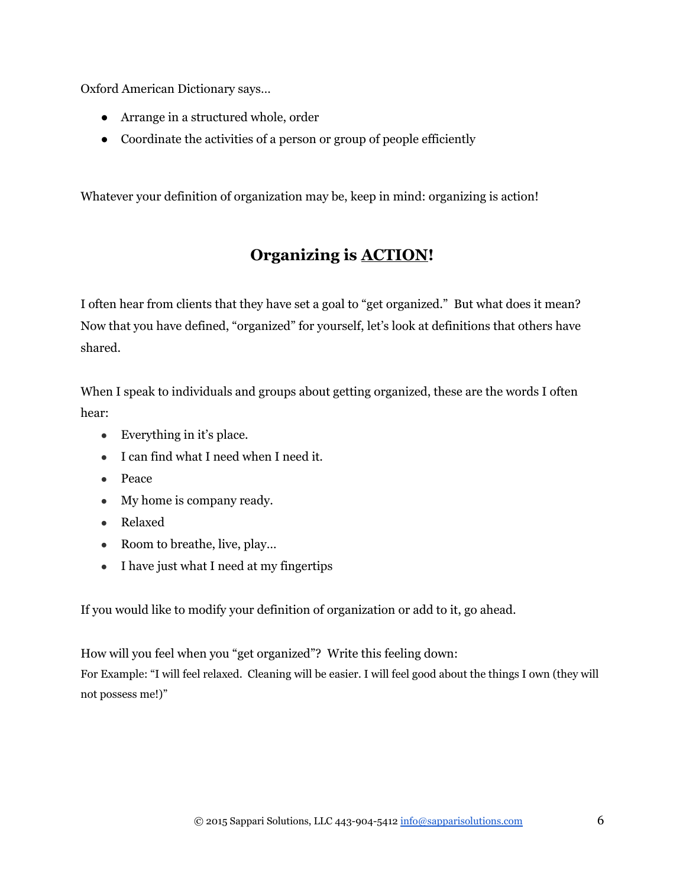Oxford American Dictionary says…

- Arrange in a structured whole, order
- Coordinate the activities of a person or group of people efficiently

Whatever your definition of organization may be, keep in mind: organizing is action!

## Organizing is ACTION!

I often hear from clients that they have set a goal to "get organized." But what does it mean? Now that you have defined, "organized" for yourself, let's look at definitions that others have shared.

When I speak to individuals and groups about getting organized, these are the words I often hear:

- Everything in it's place.
- I can find what I need when I need it.
- Peace
- My home is company ready.
- Relaxed
- Room to breathe, live, play…
- I have just what I need at my fingertips

If you would like to modify your definition of organization or add to it, go ahead.

How will you feel when you "get organized"? Write this feeling down:
For Example: "I will feel relaxed. Cleaning will be easier. I will feel good about the things I own (they will not possess me!)"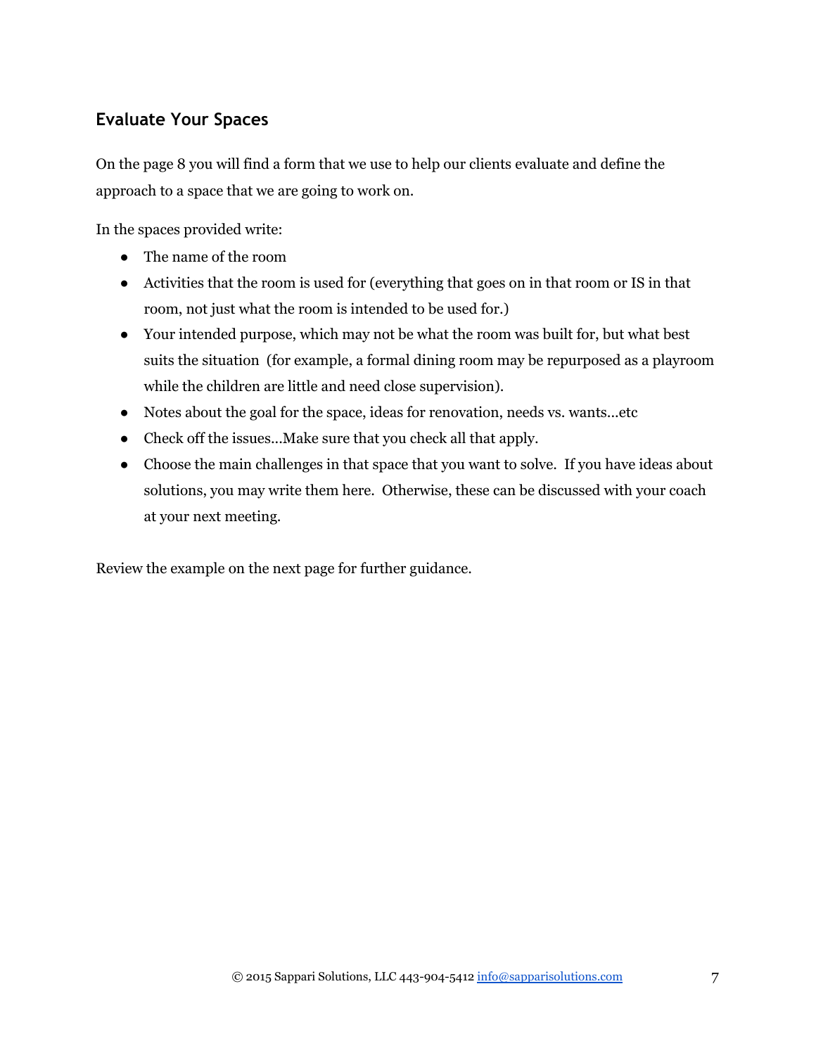## Evaluate Your Spaces

On the page 8 you will find a form that we use to help our clients evaluate and define the approach to a space that we are going to work on.

In the spaces provided write:

- The name of the room
- Activities that the room is used for (everything that goes on in that room or IS in that room, not just what the room is intended to be used for.)
- Your intended purpose, which may not be what the room was built for, but what best suits the situation (for example, a formal dining room may be repurposed as a playroom while the children are little and need close supervision).
- Notes about the goal for the space, ideas for renovation, needs vs. wants...etc
- Check off the issues...Make sure that you check all that apply.
- Choose the main challenges in that space that you want to solve. If you have ideas about solutions, you may write them here. Otherwise, these can be discussed with your coach at your next meeting.

Review the example on the next page for further guidance.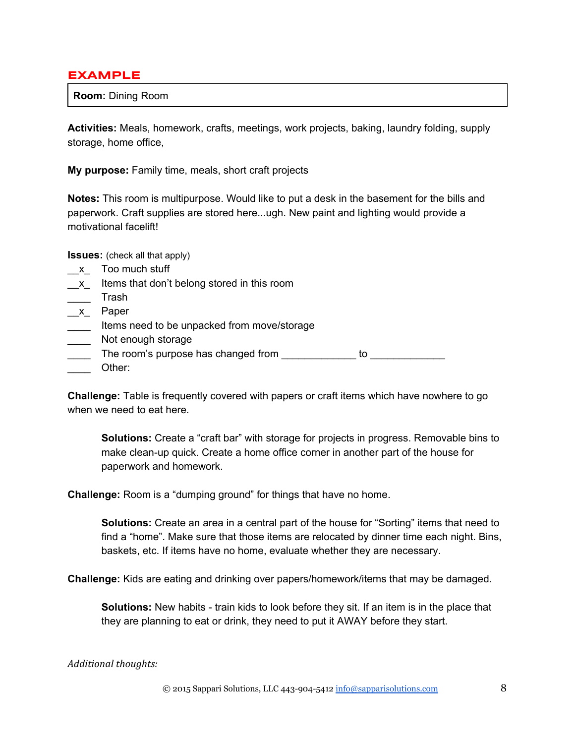## EXAMPLE

**Room:** Dining Room

**Activities:** Meals, homework, crafts, meetings, work projects, baking, laundry folding, supply storage, home office,

**My purpose:** Family time, meals, short craft projects

**Notes:** This room is multipurpose. Would like to put a desk in the basement for the bills and paperwork. Craft supplies are stored here...ugh. New paint and lighting would provide a motivational facelift!

**Issues:** (check all that apply)

__x_ Too much stuff
__x_ Items that don't belong stored in this room
____ Trash
__x_ Paper
____ Items need to be unpacked from move/storage
____ Not enough storage
____ The room's purpose has changed from _____________ to _____________
____ Other:

**Challenge:** Table is frequently covered with papers or craft items which have nowhere to go when we need to eat here.

> **Solutions:** Create a "craft bar" with storage for projects in progress. Removable bins to make clean-up quick. Create a home office corner in another part of the house for paperwork and homework.

**Challenge:** Room is a "dumping ground" for things that have no home.

> **Solutions:** Create an area in a central part of the house for "Sorting" items that need to find a "home". Make sure that those items are relocated by dinner time each night. Bins, baskets, etc. If items have no home, evaluate whether they are necessary.

**Challenge:** Kids are eating and drinking over papers/homework/items that may be damaged.

> **Solutions:** New habits - train kids to look before they sit. If an item is in the place that they are planning to eat or drink, they need to put it AWAY before they start.

*Additional thoughts:*

© 2015 Sappari Solutions, LLC 443-904-5412 info@sapparisolutions.com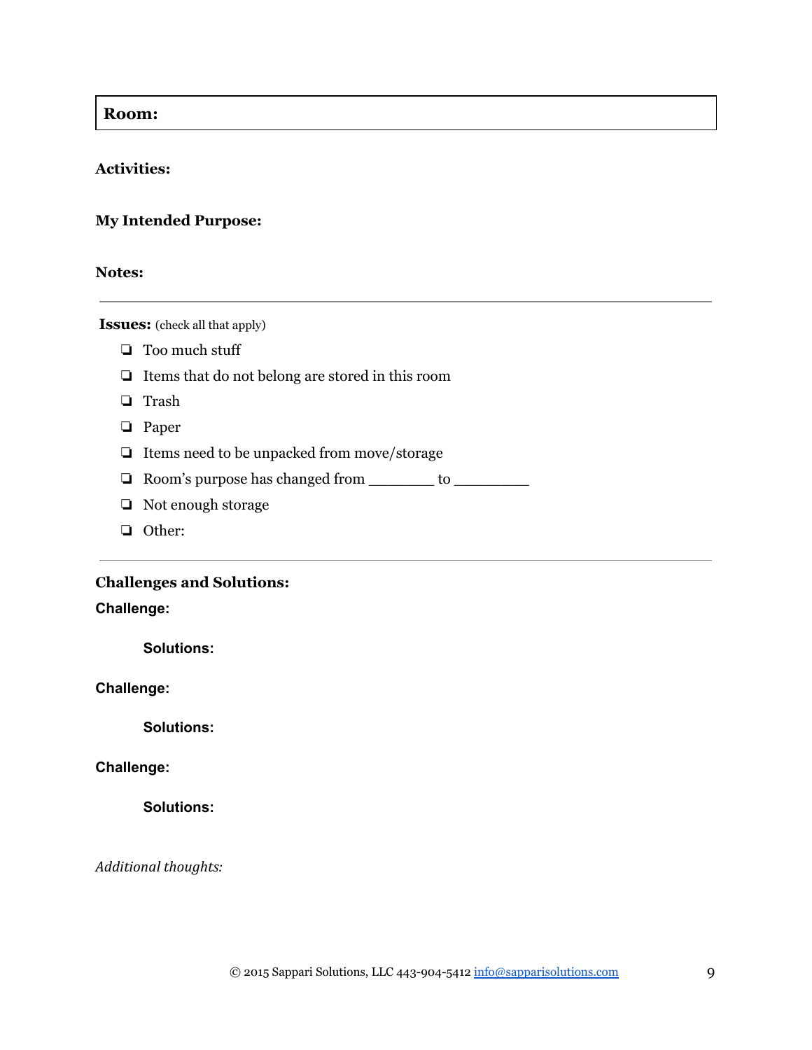**Room:**

**Activities:**

**My Intended Purpose:**

**Notes:**

---

**Issues:** (check all that apply)

- ❏ Too much stuff
- ❏ Items that do not belong are stored in this room
- ❏ Trash
- ❏ Paper
- ❏ Items need to be unpacked from move/storage
- ❏ Room's purpose has changed from _______ to ________
- ❏ Not enough storage
- ❏ Other:

---

**Challenges and Solutions:**

**Challenge:**

**Solutions:**

**Challenge:**

**Solutions:**

**Challenge:**

**Solutions:**

*Additional thoughts:*

© 2015 Sappari Solutions, LLC 443-904-5412 info@sapparisolutions.com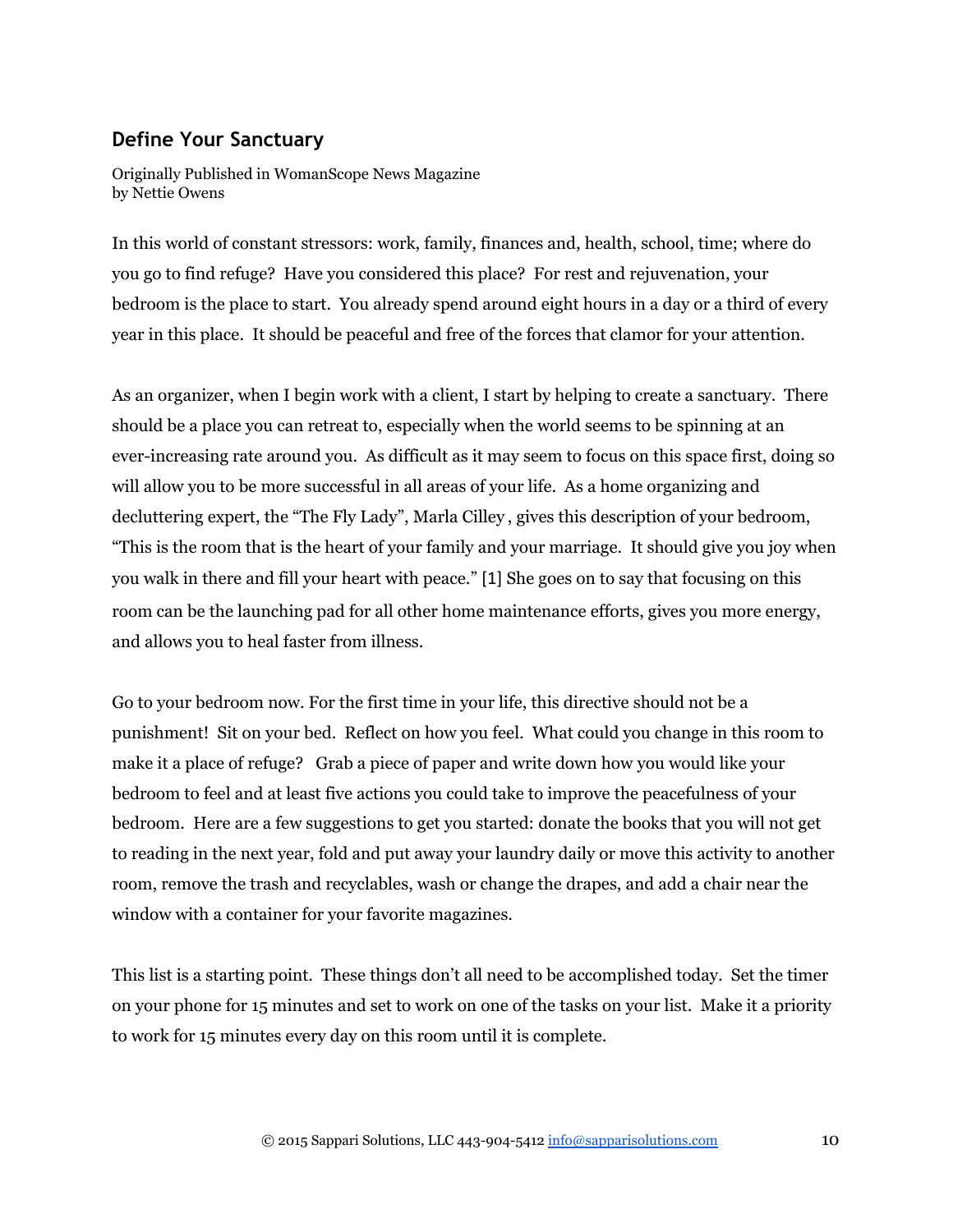## Define Your Sanctuary

Originally Published in WomanScope News Magazine
by Nettie Owens

In this world of constant stressors: work, family, finances and, health, school, time; where do you go to find refuge? Have you considered this place? For rest and rejuvenation, your bedroom is the place to start. You already spend around eight hours in a day or a third of every year in this place. It should be peaceful and free of the forces that clamor for your attention.

As an organizer, when I begin work with a client, I start by helping to create a sanctuary. There should be a place you can retreat to, especially when the world seems to be spinning at an ever-increasing rate around you. As difficult as it may seem to focus on this space first, doing so will allow you to be more successful in all areas of your life. As a home organizing and decluttering expert, the "The Fly Lady", Marla Cilley , gives this description of your bedroom, "This is the room that is the heart of your family and your marriage. It should give you joy when you walk in there and fill your heart with peace." [1] She goes on to say that focusing on this room can be the launching pad for all other home maintenance efforts, gives you more energy, and allows you to heal faster from illness.

Go to your bedroom now. For the first time in your life, this directive should not be a punishment! Sit on your bed. Reflect on how you feel. What could you change in this room to make it a place of refuge? Grab a piece of paper and write down how you would like your bedroom to feel and at least five actions you could take to improve the peacefulness of your bedroom. Here are a few suggestions to get you started: donate the books that you will not get to reading in the next year, fold and put away your laundry daily or move this activity to another room, remove the trash and recyclables, wash or change the drapes, and add a chair near the window with a container for your favorite magazines.

This list is a starting point. These things don't all need to be accomplished today. Set the timer on your phone for 15 minutes and set to work on one of the tasks on your list. Make it a priority to work for 15 minutes every day on this room until it is complete.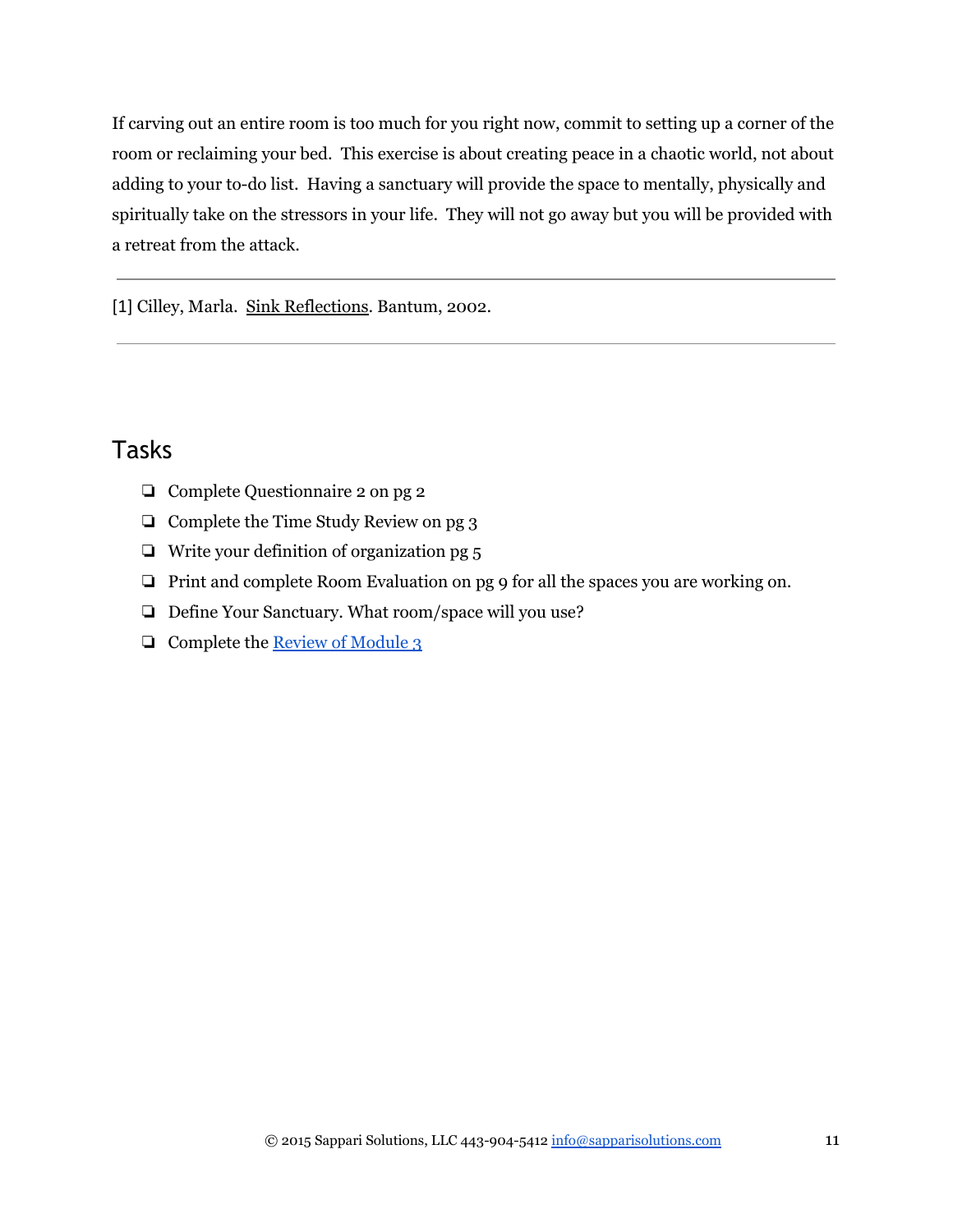If carving out an entire room is too much for you right now, commit to setting up a corner of the room or reclaiming your bed.  This exercise is about creating peace in a chaotic world, not about adding to your to-do list.  Having a sanctuary will provide the space to mentally, physically and spiritually take on the stressors in your life.  They will not go away but you will be provided with a retreat from the attack.

---

[1] Cilley, Marla.  Sink Reflections. Bantum, 2002.

---

## Tasks

- ❏ Complete Questionnaire 2 on pg 2
- ❏ Complete the Time Study Review on pg 3
- ❏ Write your definition of organization pg 5
- ❏ Print and complete Room Evaluation on pg 9 for all the spaces you are working on.
- ❏ Define Your Sanctuary. What room/space will you use?
- ❏ Complete the Review of Module 3